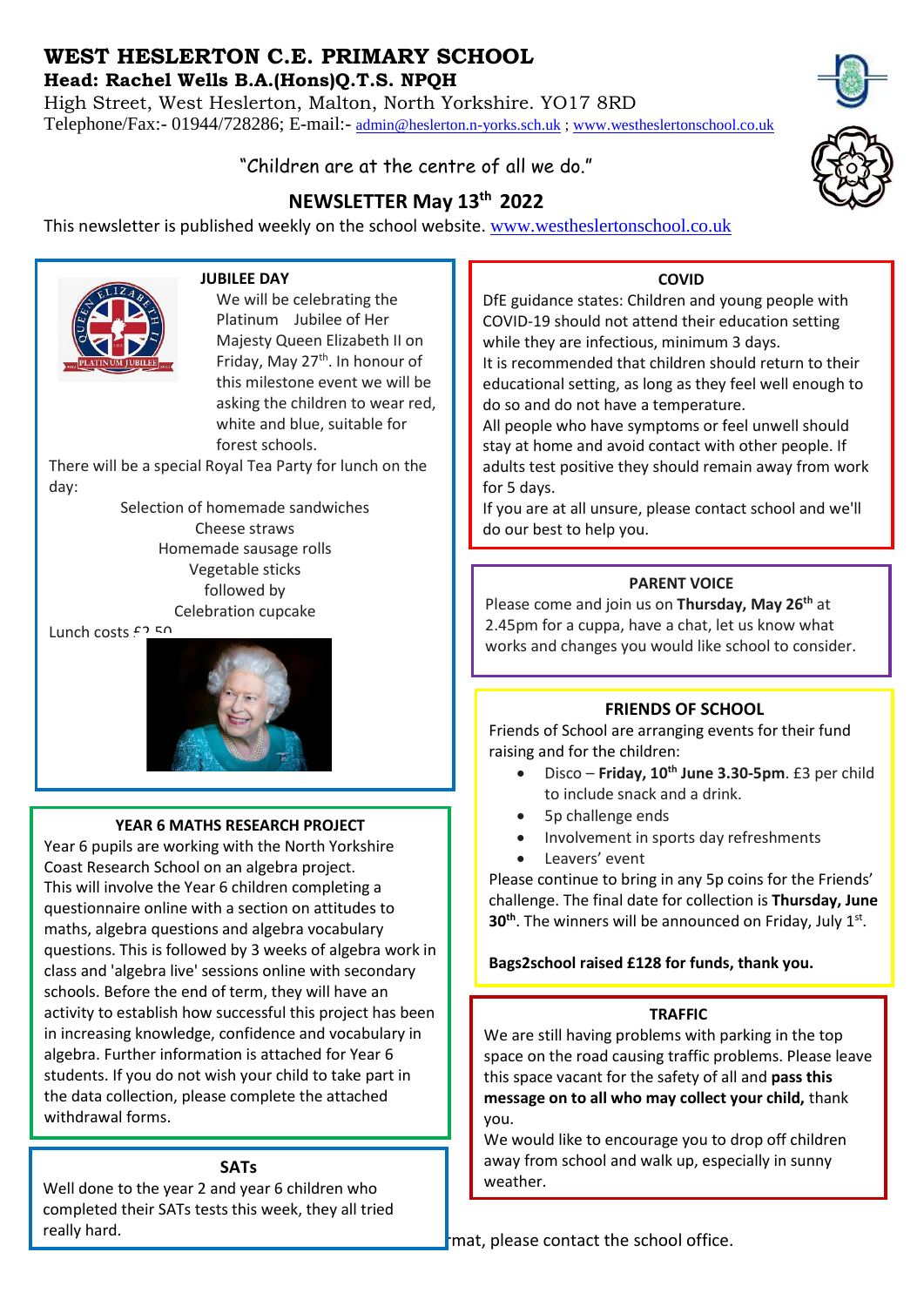# WEST HESLERTON C.E. PRIMARY SCHOOL

**Head: Rachel Wells B.A.(Hons)Q.T.S. NPQH**

High Street, West Heslerton, Malton, North Yorkshire. YO17 8RD

Telephone/Fax:- 01944/728286; E-mail:- admin@heslerton.n-yorks.sch.uk ; www.westheslertonschool.co.uk

"Children are at the centre of all we do."

## NEWSLETTER May 13th 2022

This newsletter is published weekly on the school website. www.westheslertonschool.co.uk

### JUBILEE DAY

We will be celebrating the Platinum Jubilee of Her Majesty Queen Elizabeth II on Friday, May 27th. In honour of this milestone event we will be asking the children to wear red, white and blue, suitable for forest schools.

There will be a special Royal Tea Party for lunch on the day:

Selection of homemade sandwiches
Cheese straws
Homemade sausage rolls
Vegetable sticks
followed by
Celebration cupcake

Lunch costs £2.50

### COVID

DfE guidance states: Children and young people with COVID-19 should not attend their education setting while they are infectious, minimum 3 days.

It is recommended that children should return to their educational setting, as long as they feel well enough to do so and do not have a temperature.

All people who have symptoms or feel unwell should stay at home and avoid contact with other people. If adults test positive they should remain away from work for 5 days.

If you are at all unsure, please contact school and we'll do our best to help you.

### PARENT VOICE

Please come and join us on **Thursday, May 26th** at 2.45pm for a cuppa, have a chat, let us know what works and changes you would like school to consider.

### FRIENDS OF SCHOOL

Friends of School are arranging events for their fund raising and for the children:

- Disco – **Friday, 10th June 3.30-5pm**. £3 per child to include snack and a drink.
- 5p challenge ends
- Involvement in sports day refreshments
- Leavers' event

Please continue to bring in any 5p coins for the Friends' challenge. The final date for collection is **Thursday, June 30th**. The winners will be announced on Friday, July 1st.

**Bags2school raised £128 for funds, thank you.**

### YEAR 6 MATHS RESEARCH PROJECT

Year 6 pupils are working with the North Yorkshire Coast Research School on an algebra project.

This will involve the Year 6 children completing a questionnaire online with a section on attitudes to maths, algebra questions and algebra vocabulary questions. This is followed by 3 weeks of algebra work in class and 'algebra live' sessions online with secondary schools. Before the end of term, they will have an activity to establish how successful this project has been in increasing knowledge, confidence and vocabulary in algebra. Further information is attached for Year 6 students. If you do not wish your child to take part in the data collection, please complete the attached withdrawal forms.

### TRAFFIC

We are still having problems with parking in the top space on the road causing traffic problems. Please leave this space vacant for the safety of all and **pass this message on to all who may collect your child,** thank you.

We would like to encourage you to drop off children away from school and walk up, especially in sunny weather.

### SATs

Well done to the year 2 and year 6 children who completed their SATs tests this week, they all tried really hard.

mat, please contact the school office.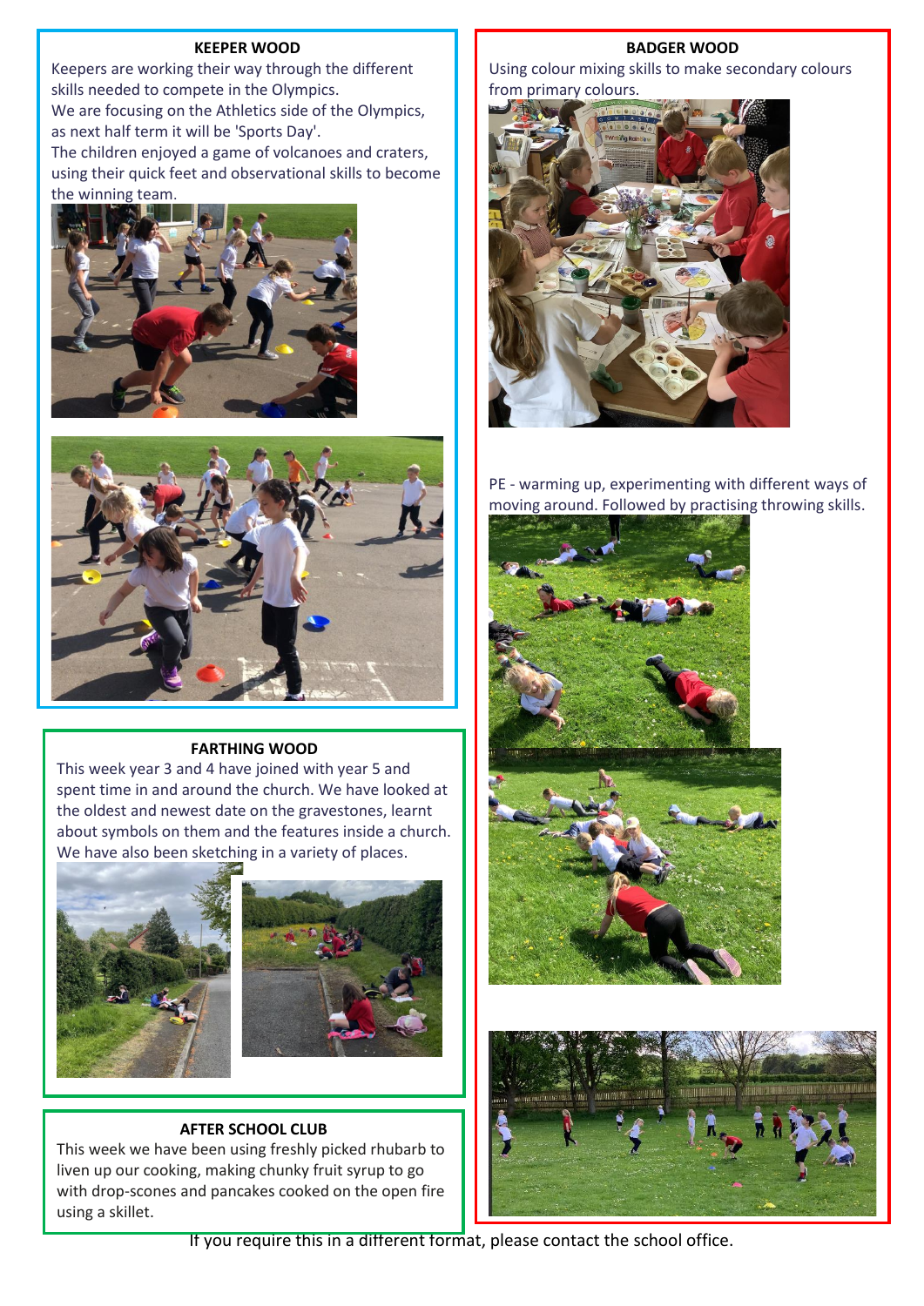## KEEPER WOOD

Keepers are working their way through the different skills needed to compete in the Olympics.
We are focusing on the Athletics side of the Olympics, as next half term it will be 'Sports Day'.
The children enjoyed a game of volcanoes and craters, using their quick feet and observational skills to become the winning team.

## FARTHING WOOD

This week year 3 and 4 have joined with year 5 and spent time in and around the church. We have looked at the oldest and newest date on the gravestones, learnt about symbols on them and the features inside a church. We have also been sketching in a variety of places.

## AFTER SCHOOL CLUB

This week we have been using freshly picked rhubarb to liven up our cooking, making chunky fruit syrup to go with drop-scones and pancakes cooked on the open fire using a skillet.

## BADGER WOOD

Using colour mixing skills to make secondary colours from primary colours.

PE - warming up, experimenting with different ways of moving around. Followed by practising throwing skills.

If you require this in a different format, please contact the school office.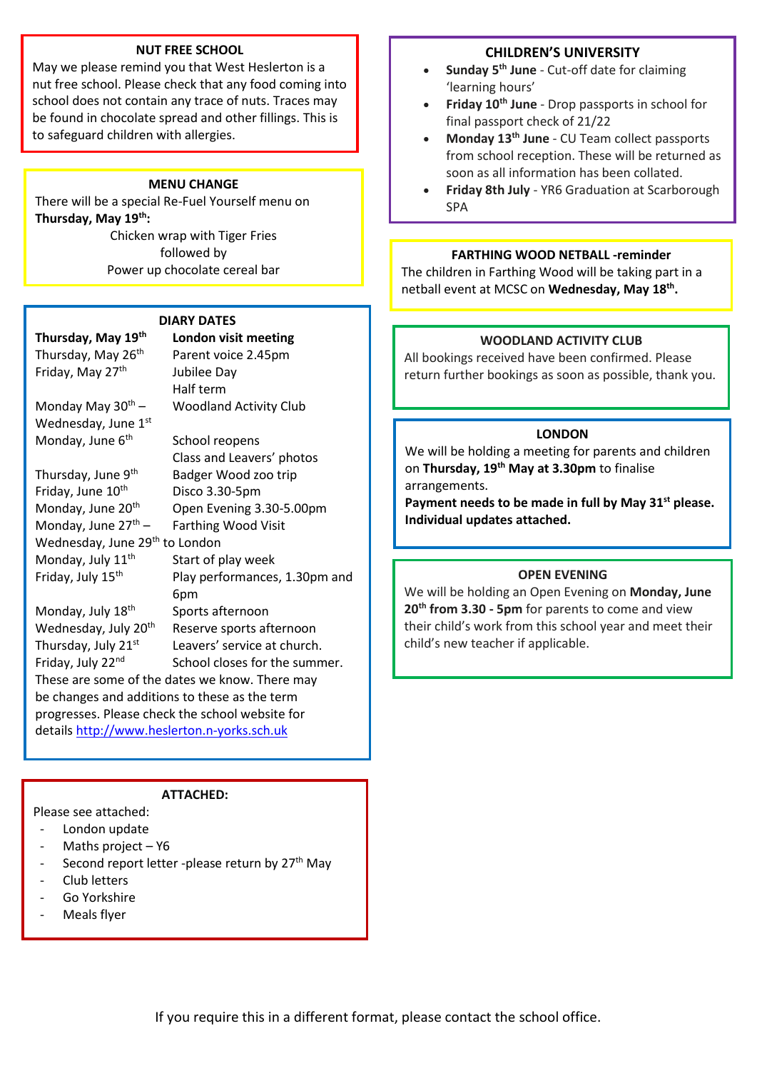## NUT FREE SCHOOL

May we please remind you that West Heslerton is a nut free school. Please check that any food coming into school does not contain any trace of nuts. Traces may be found in chocolate spread and other fillings. This is to safeguard children with allergies.

## MENU CHANGE

There will be a special Re-Fuel Yourself menu on **Thursday, May 19th:**

Chicken wrap with Tiger Fries
followed by
Power up chocolate cereal bar

## DIARY DATES

| | |
|---|---|
| **Thursday, May 19th** | **London visit meeting** |
| Thursday, May 26th | Parent voice 2.45pm |
| Friday, May 27th | Jubilee Day<br>Half term |
| Monday May 30th – Wednesday, June 1st | Woodland Activity Club |
| Monday, June 6th | School reopens<br>Class and Leavers' photos |
| Thursday, June 9th | Badger Wood zoo trip |
| Friday, June 10th | Disco 3.30-5pm |
| Monday, June 20th | Open Evening 3.30-5.00pm |
| Monday, June 27th – Wednesday, June 29th | Farthing Wood Visit to London |
| Monday, July 11th | Start of play week |
| Friday, July 15th | Play performances, 1.30pm and 6pm |
| Monday, July 18th | Sports afternoon |
| Wednesday, July 20th | Reserve sports afternoon |
| Thursday, July 21st | Leavers' service at church. |
| Friday, July 22nd | School closes for the summer. |

These are some of the dates we know. There may be changes and additions to these as the term progresses. Please check the school website for details http://www.heslerton.n-yorks.sch.uk

## ATTACHED:

Please see attached:

- London update
- Maths project – Y6
- Second report letter -please return by 27th May
- Club letters
- Go Yorkshire
- Meals flyer

## CHILDREN'S UNIVERSITY

- **Sunday 5th June** - Cut-off date for claiming 'learning hours'
- **Friday 10th June** - Drop passports in school for final passport check of 21/22
- **Monday 13th June** - CU Team collect passports from school reception. These will be returned as soon as all information has been collated.
- **Friday 8th July** - YR6 Graduation at Scarborough SPA

## FARTHING WOOD NETBALL -reminder

The children in Farthing Wood will be taking part in a netball event at MCSC on **Wednesday, May 18th.**

## WOODLAND ACTIVITY CLUB

All bookings received have been confirmed. Please return further bookings as soon as possible, thank you.

## LONDON

We will be holding a meeting for parents and children on **Thursday, 19th May at 3.30pm** to finalise arrangements.

**Payment needs to be made in full by May 31st please. Individual updates attached.**

## OPEN EVENING

We will be holding an Open Evening on **Monday, June 20th from 3.30 - 5pm** for parents to come and view their child's work from this school year and meet their child's new teacher if applicable.

If you require this in a different format, please contact the school office.